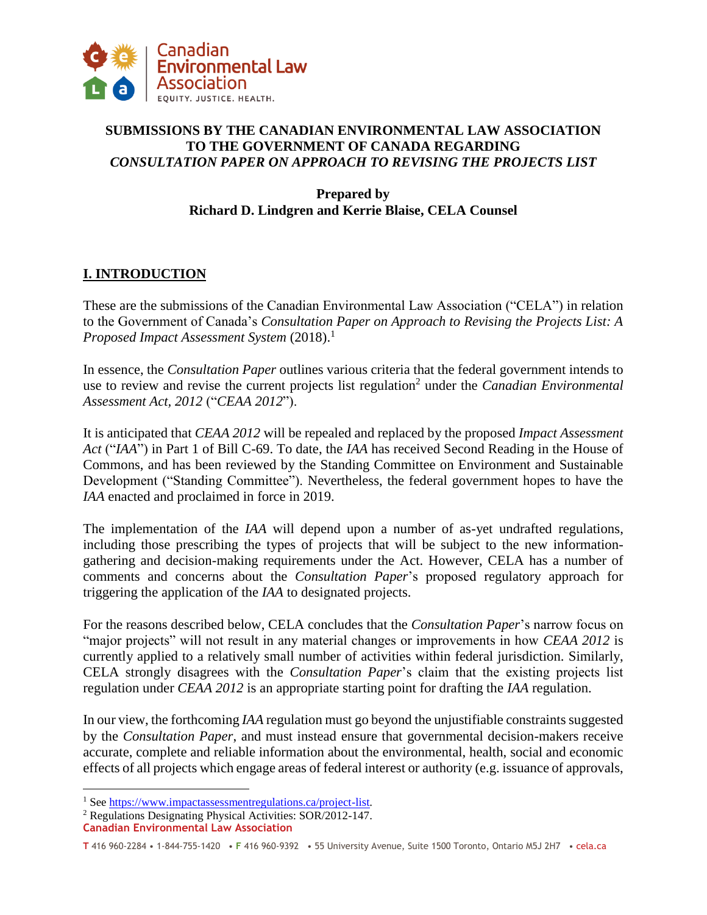## SUBMISSIONS BY THE CANADIAN ENVIRONMENTAL LAW ASSOCIATION TO THE GOVERNMENT OF CANADA REGARDING *CONSULTATION PAPER ON APPROACH TO REVISING THE PROJECTS LIST*

**Prepared by**
**Richard D. Lindgren and Kerrie Blaise, CELA Counsel**

## I. INTRODUCTION

These are the submissions of the Canadian Environmental Law Association ("CELA") in relation to the Government of Canada's *Consultation Paper on Approach to Revising the Projects List: A Proposed Impact Assessment System* (2018).[1]

In essence, the *Consultation Paper* outlines various criteria that the federal government intends to use to review and revise the current projects list regulation[2] under the *Canadian Environmental Assessment Act, 2012* ("*CEAA 2012*").

It is anticipated that *CEAA 2012* will be repealed and replaced by the proposed *Impact Assessment Act* ("*IAA*") in Part 1 of Bill C-69. To date, the *IAA* has received Second Reading in the House of Commons, and has been reviewed by the Standing Committee on Environment and Sustainable Development ("Standing Committee"). Nevertheless, the federal government hopes to have the *IAA* enacted and proclaimed in force in 2019.

The implementation of the *IAA* will depend upon a number of as-yet undrafted regulations, including those prescribing the types of projects that will be subject to the new information-gathering and decision-making requirements under the Act. However, CELA has a number of comments and concerns about the *Consultation Paper*'s proposed regulatory approach for triggering the application of the *IAA* to designated projects.

For the reasons described below, CELA concludes that the *Consultation Paper*'s narrow focus on "major projects" will not result in any material changes or improvements in how *CEAA 2012* is currently applied to a relatively small number of activities within federal jurisdiction. Similarly, CELA strongly disagrees with the *Consultation Paper*'s claim that the existing projects list regulation under *CEAA 2012* is an appropriate starting point for drafting the *IAA* regulation.

In our view, the forthcoming *IAA* regulation must go beyond the unjustifiable constraints suggested by the *Consultation Paper*, and must instead ensure that governmental decision-makers receive accurate, complete and reliable information about the environmental, health, social and economic effects of all projects which engage areas of federal interest or authority (e.g. issuance of approvals,

---

[1] See https://www.impactassessmentregulations.ca/project-list.

[2] Regulations Designating Physical Activities: SOR/2012-147.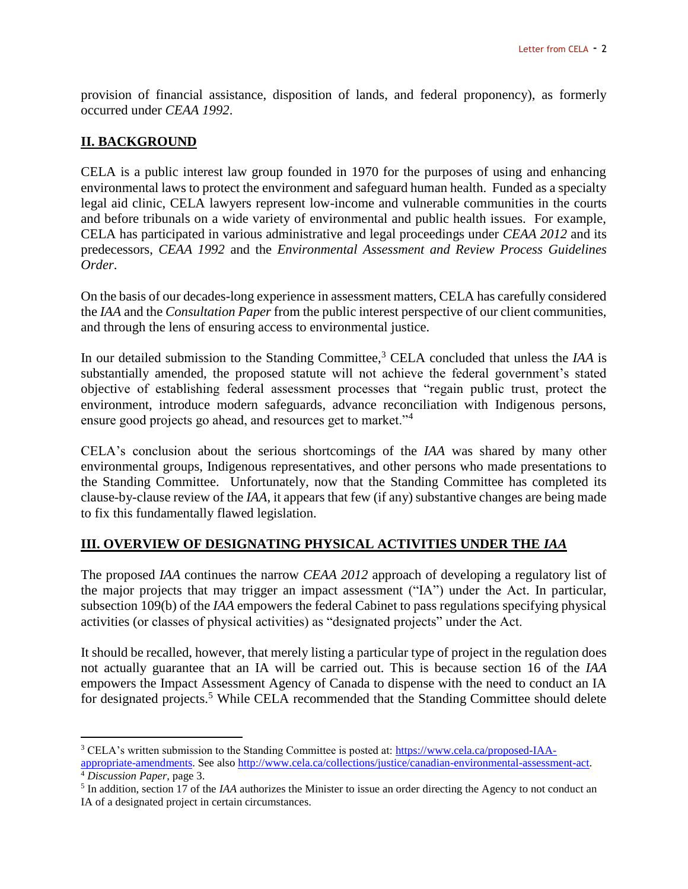provision of financial assistance, disposition of lands, and federal proponency), as formerly occurred under *CEAA 1992*.

## II. BACKGROUND

CELA is a public interest law group founded in 1970 for the purposes of using and enhancing environmental laws to protect the environment and safeguard human health. Funded as a specialty legal aid clinic, CELA lawyers represent low-income and vulnerable communities in the courts and before tribunals on a wide variety of environmental and public health issues. For example, CELA has participated in various administrative and legal proceedings under *CEAA 2012* and its predecessors, *CEAA 1992* and the *Environmental Assessment and Review Process Guidelines Order*.

On the basis of our decades-long experience in assessment matters, CELA has carefully considered the *IAA* and the *Consultation Paper* from the public interest perspective of our client communities, and through the lens of ensuring access to environmental justice.

In our detailed submission to the Standing Committee,[3] CELA concluded that unless the *IAA* is substantially amended, the proposed statute will not achieve the federal government's stated objective of establishing federal assessment processes that "regain public trust, protect the environment, introduce modern safeguards, advance reconciliation with Indigenous persons, ensure good projects go ahead, and resources get to market."[4]

CELA's conclusion about the serious shortcomings of the *IAA* was shared by many other environmental groups, Indigenous representatives, and other persons who made presentations to the Standing Committee. Unfortunately, now that the Standing Committee has completed its clause-by-clause review of the *IAA*, it appears that few (if any) substantive changes are being made to fix this fundamentally flawed legislation.

## III. OVERVIEW OF DESIGNATING PHYSICAL ACTIVITIES UNDER THE *IAA*

The proposed *IAA* continues the narrow *CEAA 2012* approach of developing a regulatory list of the major projects that may trigger an impact assessment ("IA") under the Act. In particular, subsection 109(b) of the *IAA* empowers the federal Cabinet to pass regulations specifying physical activities (or classes of physical activities) as "designated projects" under the Act.

It should be recalled, however, that merely listing a particular type of project in the regulation does not actually guarantee that an IA will be carried out. This is because section 16 of the *IAA* empowers the Impact Assessment Agency of Canada to dispense with the need to conduct an IA for designated projects.[5] While CELA recommended that the Standing Committee should delete

---

[3] CELA's written submission to the Standing Committee is posted at: https://www.cela.ca/proposed-IAA-appropriate-amendments. See also http://www.cela.ca/collections/justice/canadian-environmental-assessment-act.

[4] *Discussion Paper*, page 3.

[5] In addition, section 17 of the *IAA* authorizes the Minister to issue an order directing the Agency to not conduct an IA of a designated project in certain circumstances.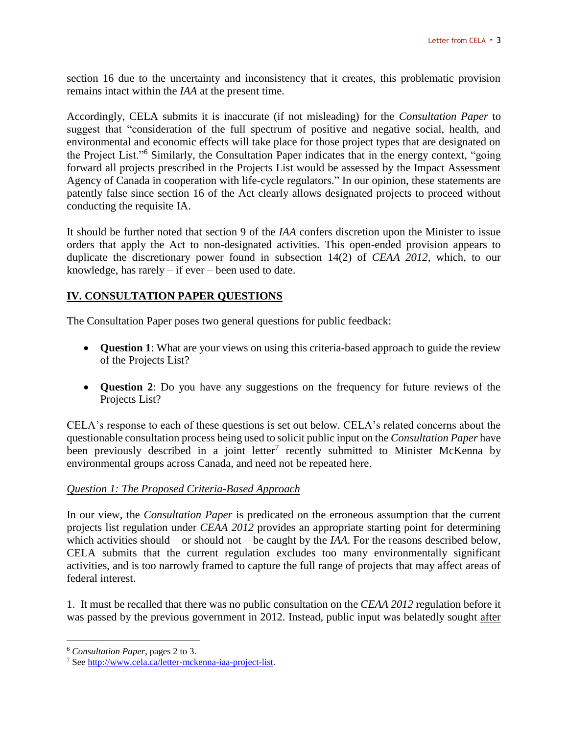section 16 due to the uncertainty and inconsistency that it creates, this problematic provision remains intact within the *IAA* at the present time.

Accordingly, CELA submits it is inaccurate (if not misleading) for the *Consultation Paper* to suggest that "consideration of the full spectrum of positive and negative social, health, and environmental and economic effects will take place for those project types that are designated on the Project List."[6] Similarly, the Consultation Paper indicates that in the energy context, "going forward all projects prescribed in the Projects List would be assessed by the Impact Assessment Agency of Canada in cooperation with life-cycle regulators." In our opinion, these statements are patently false since section 16 of the Act clearly allows designated projects to proceed without conducting the requisite IA.

It should be further noted that section 9 of the *IAA* confers discretion upon the Minister to issue orders that apply the Act to non-designated activities. This open-ended provision appears to duplicate the discretionary power found in subsection 14(2) of *CEAA 2012*, which, to our knowledge, has rarely – if ever – been used to date.

## IV. CONSULTATION PAPER QUESTIONS

The Consultation Paper poses two general questions for public feedback:

- **Question 1**: What are your views on using this criteria-based approach to guide the review of the Projects List?
- **Question 2**: Do you have any suggestions on the frequency for future reviews of the Projects List?

CELA's response to each of these questions is set out below. CELA's related concerns about the questionable consultation process being used to solicit public input on the *Consultation Paper* have been previously described in a joint letter[7] recently submitted to Minister McKenna by environmental groups across Canada, and need not be repeated here.

### *Question 1: The Proposed Criteria-Based Approach*

In our view, the *Consultation Paper* is predicated on the erroneous assumption that the current projects list regulation under *CEAA 2012* provides an appropriate starting point for determining which activities should – or should not – be caught by the *IAA*. For the reasons described below, CELA submits that the current regulation excludes too many environmentally significant activities, and is too narrowly framed to capture the full range of projects that may affect areas of federal interest.

1. It must be recalled that there was no public consultation on the *CEAA 2012* regulation before it was passed by the previous government in 2012. Instead, public input was belatedly sought after

---

[6] *Consultation Paper*, pages 2 to 3.

[7] See http://www.cela.ca/letter-mckenna-iaa-project-list.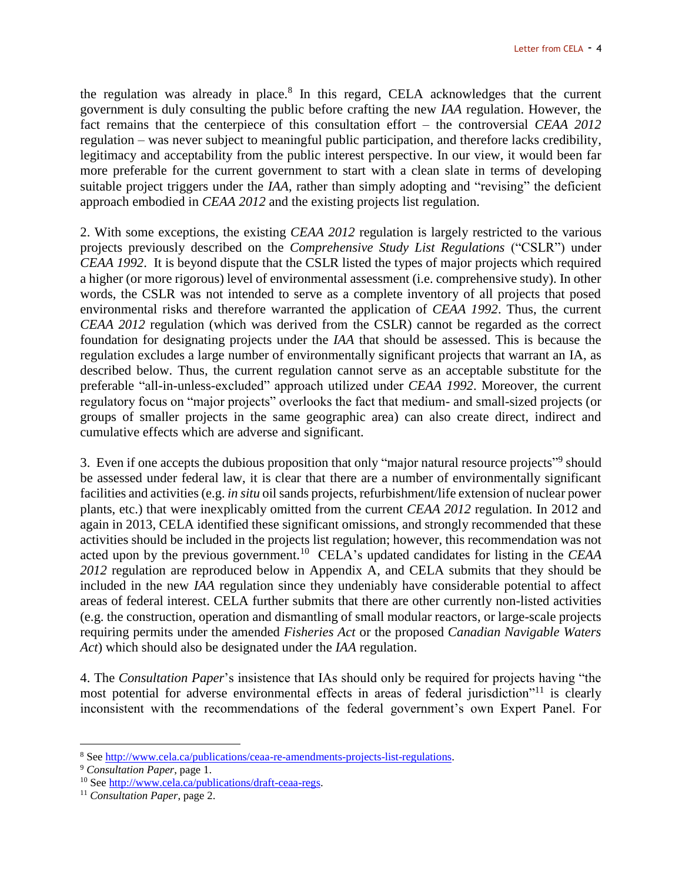the regulation was already in place.[8] In this regard, CELA acknowledges that the current government is duly consulting the public before crafting the new *IAA* regulation. However, the fact remains that the centerpiece of this consultation effort – the controversial *CEAA 2012* regulation – was never subject to meaningful public participation, and therefore lacks credibility, legitimacy and acceptability from the public interest perspective. In our view, it would been far more preferable for the current government to start with a clean slate in terms of developing suitable project triggers under the *IAA*, rather than simply adopting and "revising" the deficient approach embodied in *CEAA 2012* and the existing projects list regulation.

2. With some exceptions, the existing *CEAA 2012* regulation is largely restricted to the various projects previously described on the *Comprehensive Study List Regulations* ("CSLR") under *CEAA 1992*. It is beyond dispute that the CSLR listed the types of major projects which required a higher (or more rigorous) level of environmental assessment (i.e. comprehensive study). In other words, the CSLR was not intended to serve as a complete inventory of all projects that posed environmental risks and therefore warranted the application of *CEAA 1992*. Thus, the current *CEAA 2012* regulation (which was derived from the CSLR) cannot be regarded as the correct foundation for designating projects under the *IAA* that should be assessed. This is because the regulation excludes a large number of environmentally significant projects that warrant an IA, as described below. Thus, the current regulation cannot serve as an acceptable substitute for the preferable "all-in-unless-excluded" approach utilized under *CEAA 1992*. Moreover, the current regulatory focus on "major projects" overlooks the fact that medium- and small-sized projects (or groups of smaller projects in the same geographic area) can also create direct, indirect and cumulative effects which are adverse and significant.

3. Even if one accepts the dubious proposition that only "major natural resource projects"[9] should be assessed under federal law, it is clear that there are a number of environmentally significant facilities and activities (e.g. *in situ* oil sands projects, refurbishment/life extension of nuclear power plants, etc.) that were inexplicably omitted from the current *CEAA 2012* regulation. In 2012 and again in 2013, CELA identified these significant omissions, and strongly recommended that these activities should be included in the projects list regulation; however, this recommendation was not acted upon by the previous government.[10] CELA's updated candidates for listing in the *CEAA 2012* regulation are reproduced below in Appendix A, and CELA submits that they should be included in the new *IAA* regulation since they undeniably have considerable potential to affect areas of federal interest. CELA further submits that there are other currently non-listed activities (e.g. the construction, operation and dismantling of small modular reactors, or large-scale projects requiring permits under the amended *Fisheries Act* or the proposed *Canadian Navigable Waters Act*) which should also be designated under the *IAA* regulation.

4. The *Consultation Paper*'s insistence that IAs should only be required for projects having "the most potential for adverse environmental effects in areas of federal jurisdiction"[11] is clearly inconsistent with the recommendations of the federal government's own Expert Panel. For

---

[8] See http://www.cela.ca/publications/ceaa-re-amendments-projects-list-regulations.

[9] *Consultation Paper*, page 1.

[10] See http://www.cela.ca/publications/draft-ceaa-regs.

[11] *Consultation Paper*, page 2.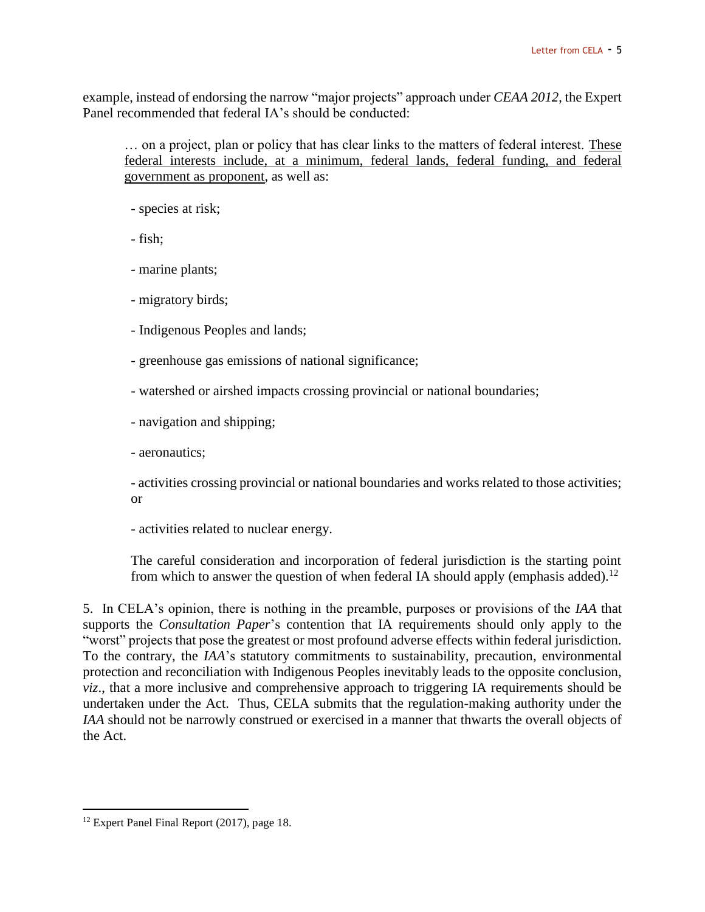example, instead of endorsing the narrow "major projects" approach under *CEAA 2012*, the Expert Panel recommended that federal IA's should be conducted:

> … on a project, plan or policy that has clear links to the matters of federal interest. <u>These federal interests include, at a minimum, federal lands, federal funding, and federal government as proponent</u>, as well as:
>
> - species at risk;
> - fish;
> - marine plants;
> - migratory birds;
> - Indigenous Peoples and lands;
> - greenhouse gas emissions of national significance;
> - watershed or airshed impacts crossing provincial or national boundaries;
> - navigation and shipping;
> - aeronautics;
> - activities crossing provincial or national boundaries and works related to those activities; or
> - activities related to nuclear energy.
>
> The careful consideration and incorporation of federal jurisdiction is the starting point from which to answer the question of when federal IA should apply (emphasis added).[12]

5. In CELA's opinion, there is nothing in the preamble, purposes or provisions of the *IAA* that supports the *Consultation Paper*'s contention that IA requirements should only apply to the "worst" projects that pose the greatest or most profound adverse effects within federal jurisdiction. To the contrary, the *IAA*'s statutory commitments to sustainability, precaution, environmental protection and reconciliation with Indigenous Peoples inevitably leads to the opposite conclusion, *viz*., that a more inclusive and comprehensive approach to triggering IA requirements should be undertaken under the Act. Thus, CELA submits that the regulation-making authority under the *IAA* should not be narrowly construed or exercised in a manner that thwarts the overall objects of the Act.

---

[12] Expert Panel Final Report (2017), page 18.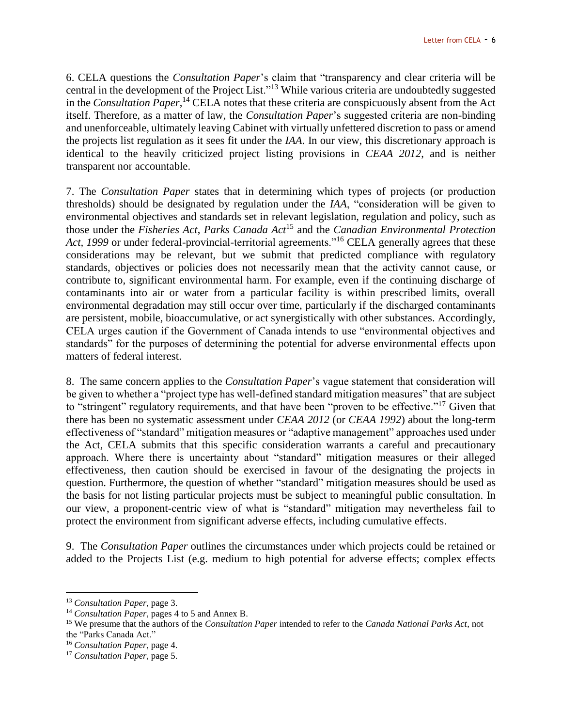6. CELA questions the *Consultation Paper*'s claim that "transparency and clear criteria will be central in the development of the Project List."[13] While various criteria are undoubtedly suggested in the *Consultation Paper*,[14] CELA notes that these criteria are conspicuously absent from the Act itself. Therefore, as a matter of law, the *Consultation Paper*'s suggested criteria are non-binding and unenforceable, ultimately leaving Cabinet with virtually unfettered discretion to pass or amend the projects list regulation as it sees fit under the *IAA*. In our view, this discretionary approach is identical to the heavily criticized project listing provisions in *CEAA 2012*, and is neither transparent nor accountable.

7. The *Consultation Paper* states that in determining which types of projects (or production thresholds) should be designated by regulation under the *IAA*, "consideration will be given to environmental objectives and standards set in relevant legislation, regulation and policy, such as those under the *Fisheries Act*, *Parks Canada Act*[15] and the *Canadian Environmental Protection Act, 1999* or under federal-provincial-territorial agreements."[16] CELA generally agrees that these considerations may be relevant, but we submit that predicted compliance with regulatory standards, objectives or policies does not necessarily mean that the activity cannot cause, or contribute to, significant environmental harm. For example, even if the continuing discharge of contaminants into air or water from a particular facility is within prescribed limits, overall environmental degradation may still occur over time, particularly if the discharged contaminants are persistent, mobile, bioaccumulative, or act synergistically with other substances. Accordingly, CELA urges caution if the Government of Canada intends to use "environmental objectives and standards" for the purposes of determining the potential for adverse environmental effects upon matters of federal interest.

8. The same concern applies to the *Consultation Paper*'s vague statement that consideration will be given to whether a "project type has well-defined standard mitigation measures" that are subject to "stringent" regulatory requirements, and that have been "proven to be effective."[17] Given that there has been no systematic assessment under *CEAA 2012* (or *CEAA 1992*) about the long-term effectiveness of "standard" mitigation measures or "adaptive management" approaches used under the Act, CELA submits that this specific consideration warrants a careful and precautionary approach. Where there is uncertainty about "standard" mitigation measures or their alleged effectiveness, then caution should be exercised in favour of the designating the projects in question. Furthermore, the question of whether "standard" mitigation measures should be used as the basis for not listing particular projects must be subject to meaningful public consultation. In our view, a proponent-centric view of what is "standard" mitigation may nevertheless fail to protect the environment from significant adverse effects, including cumulative effects.

9. The *Consultation Paper* outlines the circumstances under which projects could be retained or added to the Projects List (e.g. medium to high potential for adverse effects; complex effects

---

[13] *Consultation Paper*, page 3.

[14] *Consultation Paper*, pages 4 to 5 and Annex B.

[15] We presume that the authors of the *Consultation Paper* intended to refer to the *Canada National Parks Act*, not the "Parks Canada Act."

[16] *Consultation Paper*, page 4.

[17] *Consultation Paper*, page 5.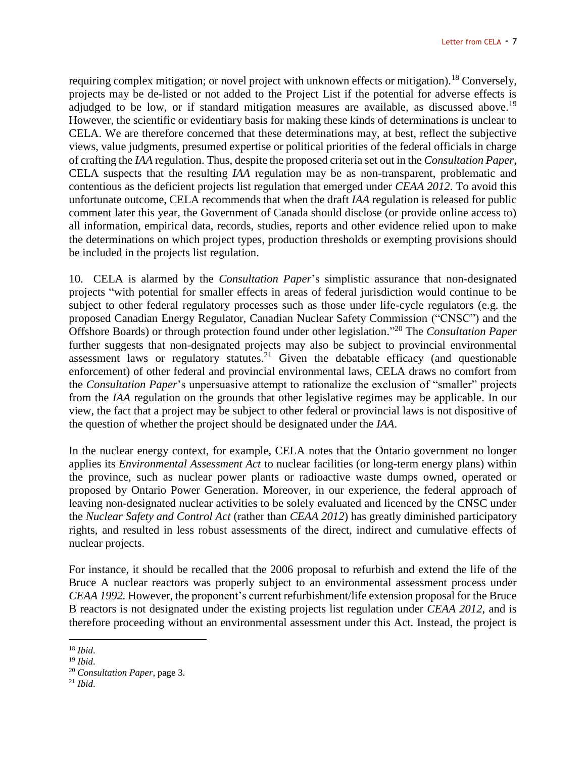requiring complex mitigation; or novel project with unknown effects or mitigation).[18] Conversely, projects may be de-listed or not added to the Project List if the potential for adverse effects is adjudged to be low, or if standard mitigation measures are available, as discussed above.[19] However, the scientific or evidentiary basis for making these kinds of determinations is unclear to CELA. We are therefore concerned that these determinations may, at best, reflect the subjective views, value judgments, presumed expertise or political priorities of the federal officials in charge of crafting the *IAA* regulation. Thus, despite the proposed criteria set out in the *Consultation Paper*, CELA suspects that the resulting *IAA* regulation may be as non-transparent, problematic and contentious as the deficient projects list regulation that emerged under *CEAA 2012*. To avoid this unfortunate outcome, CELA recommends that when the draft *IAA* regulation is released for public comment later this year, the Government of Canada should disclose (or provide online access to) all information, empirical data, records, studies, reports and other evidence relied upon to make the determinations on which project types, production thresholds or exempting provisions should be included in the projects list regulation.

10. CELA is alarmed by the *Consultation Paper*'s simplistic assurance that non-designated projects "with potential for smaller effects in areas of federal jurisdiction would continue to be subject to other federal regulatory processes such as those under life-cycle regulators (e.g. the proposed Canadian Energy Regulator, Canadian Nuclear Safety Commission ("CNSC") and the Offshore Boards) or through protection found under other legislation."[20] The *Consultation Paper* further suggests that non-designated projects may also be subject to provincial environmental assessment laws or regulatory statutes.[21] Given the debatable efficacy (and questionable enforcement) of other federal and provincial environmental laws, CELA draws no comfort from the *Consultation Paper*'s unpersuasive attempt to rationalize the exclusion of "smaller" projects from the *IAA* regulation on the grounds that other legislative regimes may be applicable. In our view, the fact that a project may be subject to other federal or provincial laws is not dispositive of the question of whether the project should be designated under the *IAA*.

In the nuclear energy context, for example, CELA notes that the Ontario government no longer applies its *Environmental Assessment Act* to nuclear facilities (or long-term energy plans) within the province, such as nuclear power plants or radioactive waste dumps owned, operated or proposed by Ontario Power Generation. Moreover, in our experience, the federal approach of leaving non-designated nuclear activities to be solely evaluated and licenced by the CNSC under the *Nuclear Safety and Control Act* (rather than *CEAA 2012*) has greatly diminished participatory rights, and resulted in less robust assessments of the direct, indirect and cumulative effects of nuclear projects.

For instance, it should be recalled that the 2006 proposal to refurbish and extend the life of the Bruce A nuclear reactors was properly subject to an environmental assessment process under *CEAA 1992*. However, the proponent's current refurbishment/life extension proposal for the Bruce B reactors is not designated under the existing projects list regulation under *CEAA 2012*, and is therefore proceeding without an environmental assessment under this Act. Instead, the project is

---

[18] *Ibid*.

[19] *Ibid*.

[20] *Consultation Paper*, page 3.

[21] *Ibid*.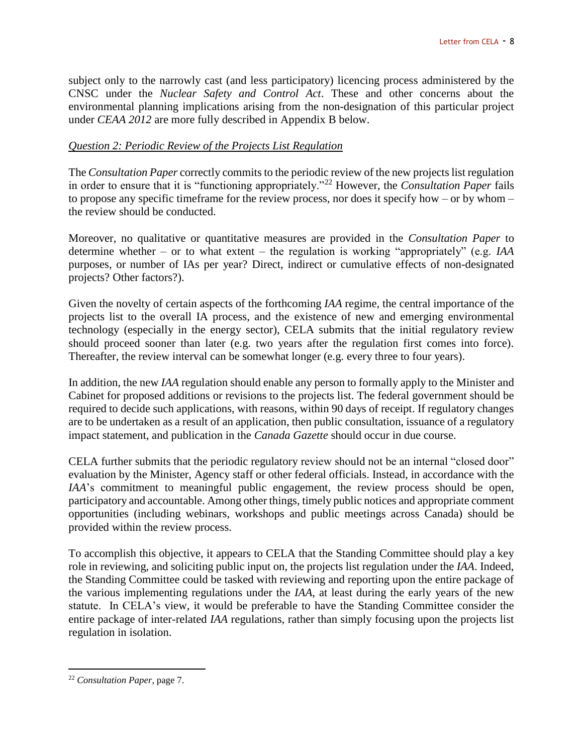subject only to the narrowly cast (and less participatory) licencing process administered by the CNSC under the *Nuclear Safety and Control Act*. These and other concerns about the environmental planning implications arising from the non-designation of this particular project under *CEAA 2012* are more fully described in Appendix B below.

*Question 2: Periodic Review of the Projects List Regulation*

The *Consultation Paper* correctly commits to the periodic review of the new projects list regulation in order to ensure that it is "functioning appropriately."[22] However, the *Consultation Paper* fails to propose any specific timeframe for the review process, nor does it specify how – or by whom – the review should be conducted.

Moreover, no qualitative or quantitative measures are provided in the *Consultation Paper* to determine whether – or to what extent – the regulation is working "appropriately" (e.g. *IAA* purposes, or number of IAs per year? Direct, indirect or cumulative effects of non-designated projects? Other factors?).

Given the novelty of certain aspects of the forthcoming *IAA* regime, the central importance of the projects list to the overall IA process, and the existence of new and emerging environmental technology (especially in the energy sector), CELA submits that the initial regulatory review should proceed sooner than later (e.g. two years after the regulation first comes into force). Thereafter, the review interval can be somewhat longer (e.g. every three to four years).

In addition, the new *IAA* regulation should enable any person to formally apply to the Minister and Cabinet for proposed additions or revisions to the projects list. The federal government should be required to decide such applications, with reasons, within 90 days of receipt. If regulatory changes are to be undertaken as a result of an application, then public consultation, issuance of a regulatory impact statement, and publication in the *Canada Gazette* should occur in due course.

CELA further submits that the periodic regulatory review should not be an internal "closed door" evaluation by the Minister, Agency staff or other federal officials. Instead, in accordance with the *IAA*'s commitment to meaningful public engagement, the review process should be open, participatory and accountable. Among other things, timely public notices and appropriate comment opportunities (including webinars, workshops and public meetings across Canada) should be provided within the review process.

To accomplish this objective, it appears to CELA that the Standing Committee should play a key role in reviewing, and soliciting public input on, the projects list regulation under the *IAA*. Indeed, the Standing Committee could be tasked with reviewing and reporting upon the entire package of the various implementing regulations under the *IAA*, at least during the early years of the new statute. In CELA's view, it would be preferable to have the Standing Committee consider the entire package of inter-related *IAA* regulations, rather than simply focusing upon the projects list regulation in isolation.

---

[22] *Consultation Paper*, page 7.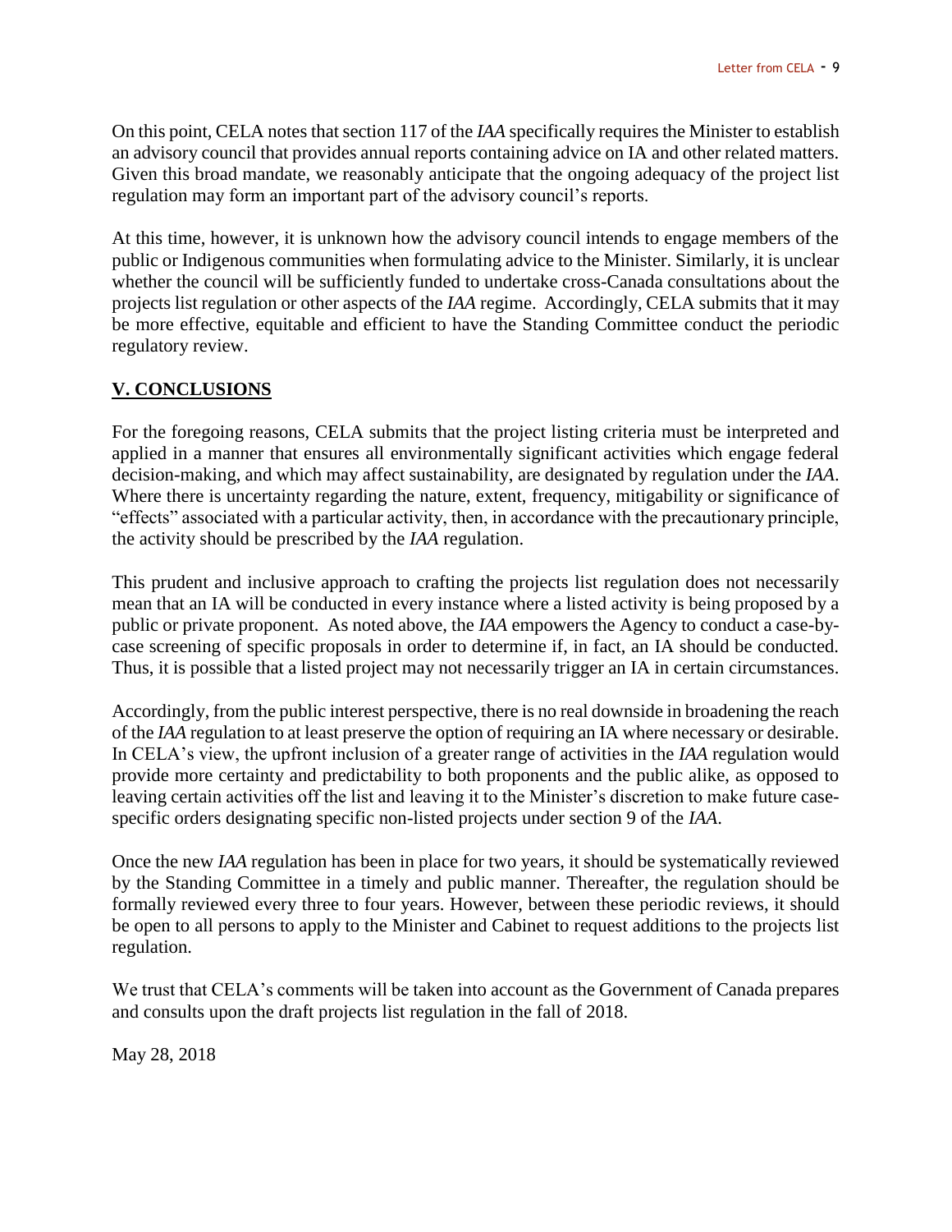On this point, CELA notes that section 117 of the *IAA* specifically requires the Minister to establish an advisory council that provides annual reports containing advice on IA and other related matters. Given this broad mandate, we reasonably anticipate that the ongoing adequacy of the project list regulation may form an important part of the advisory council's reports.

At this time, however, it is unknown how the advisory council intends to engage members of the public or Indigenous communities when formulating advice to the Minister. Similarly, it is unclear whether the council will be sufficiently funded to undertake cross-Canada consultations about the projects list regulation or other aspects of the *IAA* regime. Accordingly, CELA submits that it may be more effective, equitable and efficient to have the Standing Committee conduct the periodic regulatory review.

## V. CONCLUSIONS

For the foregoing reasons, CELA submits that the project listing criteria must be interpreted and applied in a manner that ensures all environmentally significant activities which engage federal decision-making, and which may affect sustainability, are designated by regulation under the *IAA*. Where there is uncertainty regarding the nature, extent, frequency, mitigability or significance of "effects" associated with a particular activity, then, in accordance with the precautionary principle, the activity should be prescribed by the *IAA* regulation.

This prudent and inclusive approach to crafting the projects list regulation does not necessarily mean that an IA will be conducted in every instance where a listed activity is being proposed by a public or private proponent. As noted above, the *IAA* empowers the Agency to conduct a case-by-case screening of specific proposals in order to determine if, in fact, an IA should be conducted. Thus, it is possible that a listed project may not necessarily trigger an IA in certain circumstances.

Accordingly, from the public interest perspective, there is no real downside in broadening the reach of the *IAA* regulation to at least preserve the option of requiring an IA where necessary or desirable. In CELA's view, the upfront inclusion of a greater range of activities in the *IAA* regulation would provide more certainty and predictability to both proponents and the public alike, as opposed to leaving certain activities off the list and leaving it to the Minister's discretion to make future case-specific orders designating specific non-listed projects under section 9 of the *IAA*.

Once the new *IAA* regulation has been in place for two years, it should be systematically reviewed by the Standing Committee in a timely and public manner. Thereafter, the regulation should be formally reviewed every three to four years. However, between these periodic reviews, it should be open to all persons to apply to the Minister and Cabinet to request additions to the projects list regulation.

We trust that CELA's comments will be taken into account as the Government of Canada prepares and consults upon the draft projects list regulation in the fall of 2018.

May 28, 2018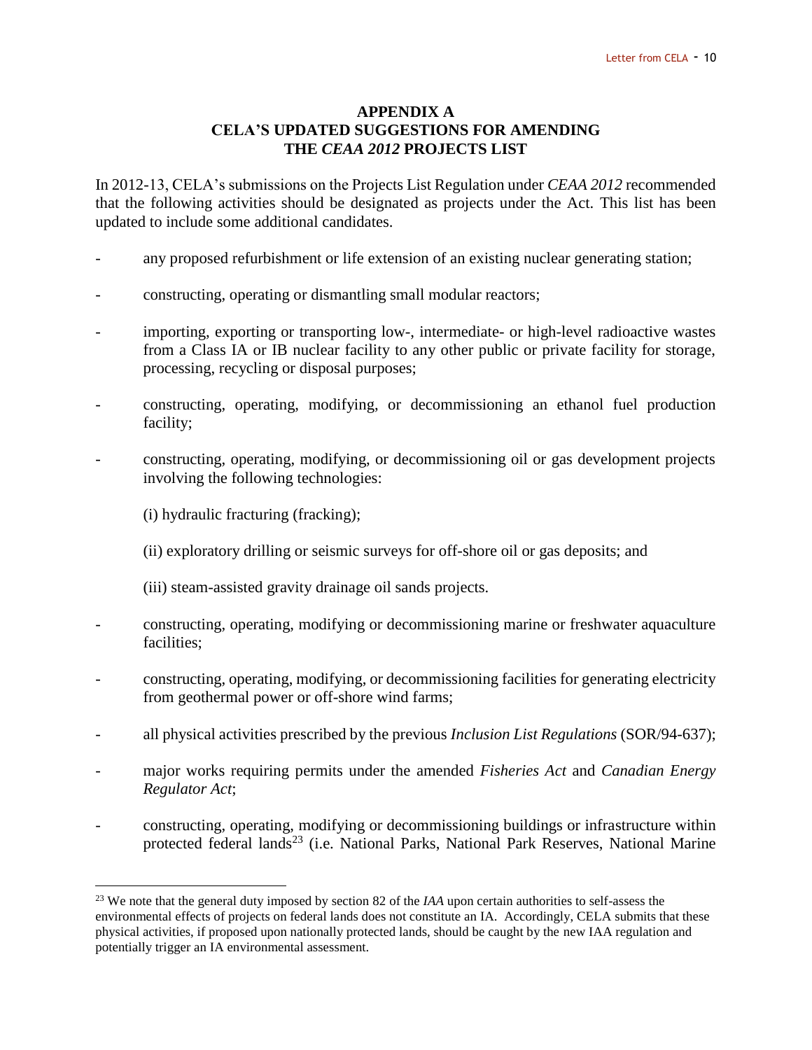## APPENDIX A
## CELA'S UPDATED SUGGESTIONS FOR AMENDING THE *CEAA 2012* PROJECTS LIST

In 2012-13, CELA's submissions on the Projects List Regulation under *CEAA 2012* recommended that the following activities should be designated as projects under the Act. This list has been updated to include some additional candidates.

- any proposed refurbishment or life extension of an existing nuclear generating station;
- constructing, operating or dismantling small modular reactors;
- importing, exporting or transporting low-, intermediate- or high-level radioactive wastes from a Class IA or IB nuclear facility to any other public or private facility for storage, processing, recycling or disposal purposes;
- constructing, operating, modifying, or decommissioning an ethanol fuel production facility;
- constructing, operating, modifying, or decommissioning oil or gas development projects involving the following technologies:

  (i) hydraulic fracturing (fracking);

  (ii) exploratory drilling or seismic surveys for off-shore oil or gas deposits; and

  (iii) steam-assisted gravity drainage oil sands projects.
- constructing, operating, modifying or decommissioning marine or freshwater aquaculture facilities;
- constructing, operating, modifying, or decommissioning facilities for generating electricity from geothermal power or off-shore wind farms;
- all physical activities prescribed by the previous *Inclusion List Regulations* (SOR/94-637);
- major works requiring permits under the amended *Fisheries Act* and *Canadian Energy Regulator Act*;
- constructing, operating, modifying or decommissioning buildings or infrastructure within protected federal lands[23] (i.e. National Parks, National Park Reserves, National Marine

[23] We note that the general duty imposed by section 82 of the *IAA* upon certain authorities to self-assess the environmental effects of projects on federal lands does not constitute an IA. Accordingly, CELA submits that these physical activities, if proposed upon nationally protected lands, should be caught by the new IAA regulation and potentially trigger an IA environmental assessment.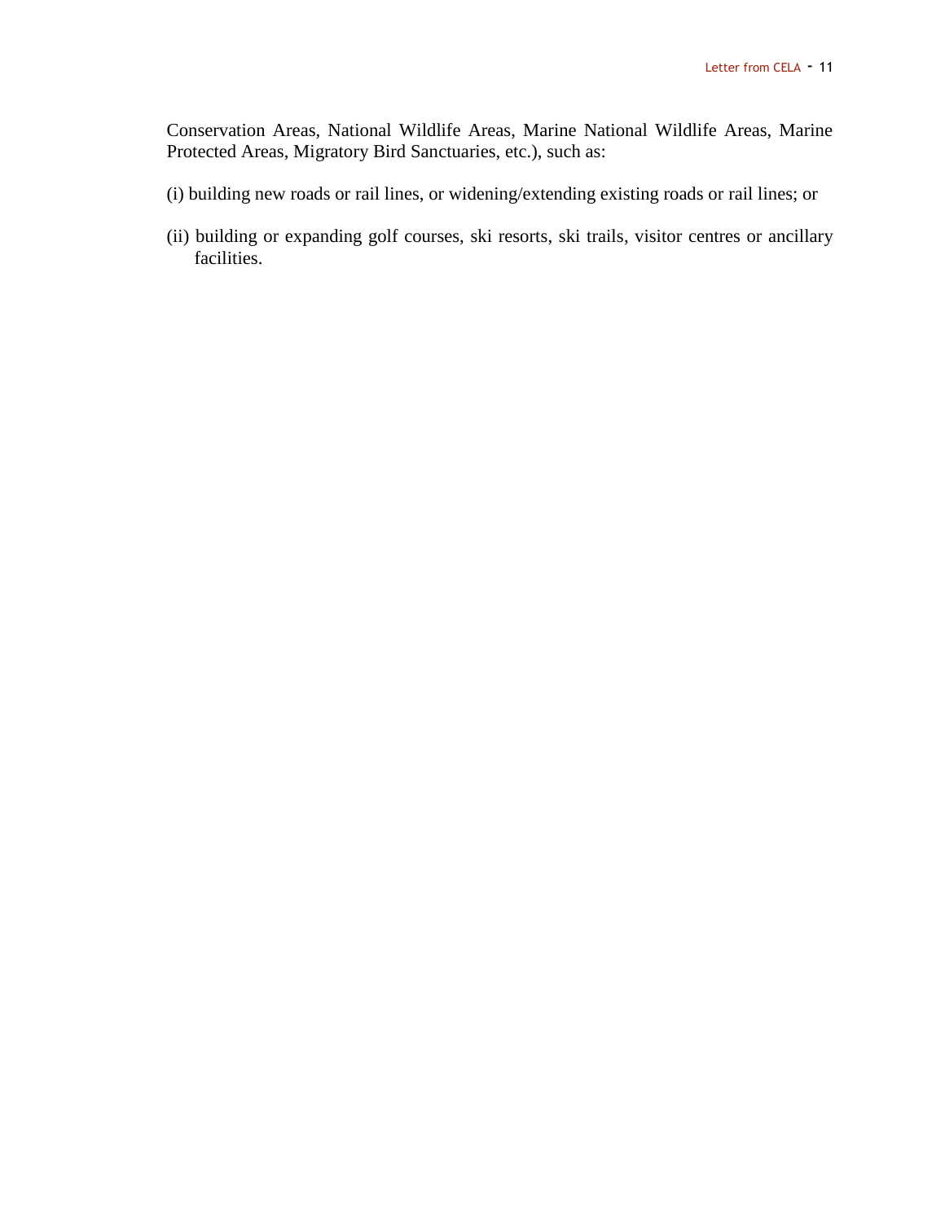Conservation Areas, National Wildlife Areas, Marine National Wildlife Areas, Marine Protected Areas, Migratory Bird Sanctuaries, etc.), such as:

(i) building new roads or rail lines, or widening/extending existing roads or rail lines; or

(ii) building or expanding golf courses, ski resorts, ski trails, visitor centres or ancillary facilities.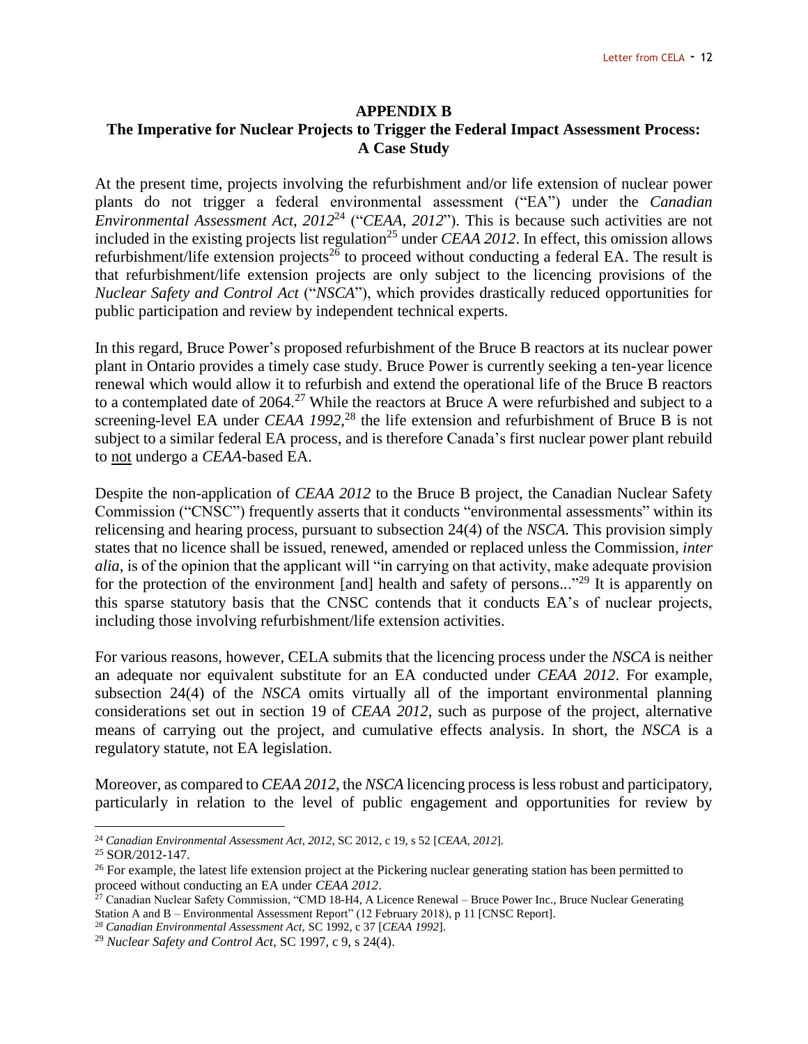## APPENDIX B

## The Imperative for Nuclear Projects to Trigger the Federal Impact Assessment Process: A Case Study

At the present time, projects involving the refurbishment and/or life extension of nuclear power plants do not trigger a federal environmental assessment ("EA") under the *Canadian Environmental Assessment Act, 2012*[24] ("*CEAA, 2012*"). This is because such activities are not included in the existing projects list regulation[25] under *CEAA 2012*. In effect, this omission allows refurbishment/life extension projects[26] to proceed without conducting a federal EA. The result is that refurbishment/life extension projects are only subject to the licencing provisions of the *Nuclear Safety and Control Act* ("*NSCA*"), which provides drastically reduced opportunities for public participation and review by independent technical experts.

In this regard, Bruce Power's proposed refurbishment of the Bruce B reactors at its nuclear power plant in Ontario provides a timely case study. Bruce Power is currently seeking a ten-year licence renewal which would allow it to refurbish and extend the operational life of the Bruce B reactors to a contemplated date of 2064.[27] While the reactors at Bruce A were refurbished and subject to a screening-level EA under *CEAA 1992*,[28] the life extension and refurbishment of Bruce B is not subject to a similar federal EA process, and is therefore Canada's first nuclear power plant rebuild to not undergo a *CEAA*-based EA.

Despite the non-application of *CEAA 2012* to the Bruce B project, the Canadian Nuclear Safety Commission ("CNSC") frequently asserts that it conducts "environmental assessments" within its relicensing and hearing process, pursuant to subsection 24(4) of the *NSCA.* This provision simply states that no licence shall be issued, renewed, amended or replaced unless the Commission, *inter alia*, is of the opinion that the applicant will "in carrying on that activity, make adequate provision for the protection of the environment [and] health and safety of persons..."[29] It is apparently on this sparse statutory basis that the CNSC contends that it conducts EA's of nuclear projects, including those involving refurbishment/life extension activities.

For various reasons, however, CELA submits that the licencing process under the *NSCA* is neither an adequate nor equivalent substitute for an EA conducted under *CEAA 2012*. For example, subsection 24(4) of the *NSCA* omits virtually all of the important environmental planning considerations set out in section 19 of *CEAA 2012*, such as purpose of the project, alternative means of carrying out the project, and cumulative effects analysis. In short, the *NSCA* is a regulatory statute, not EA legislation.

Moreover, as compared to *CEAA 2012*, the *NSCA* licencing process is less robust and participatory, particularly in relation to the level of public engagement and opportunities for review by

---

[24] *Canadian Environmental Assessment Act, 2012*, SC 2012, c 19, s 52 [*CEAA, 2012*].

[25] SOR/2012-147.

[26] For example, the latest life extension project at the Pickering nuclear generating station has been permitted to proceed without conducting an EA under *CEAA 2012*.

[27] Canadian Nuclear Safety Commission, "CMD 18-H4, A Licence Renewal – Bruce Power Inc., Bruce Nuclear Generating Station A and B – Environmental Assessment Report" (12 February 2018), p 11 [CNSC Report].

[28] *Canadian Environmental Assessment Act*, SC 1992, c 37 [*CEAA 1992*].

[29] *Nuclear Safety and Control Act*, SC 1997, c 9, s 24(4).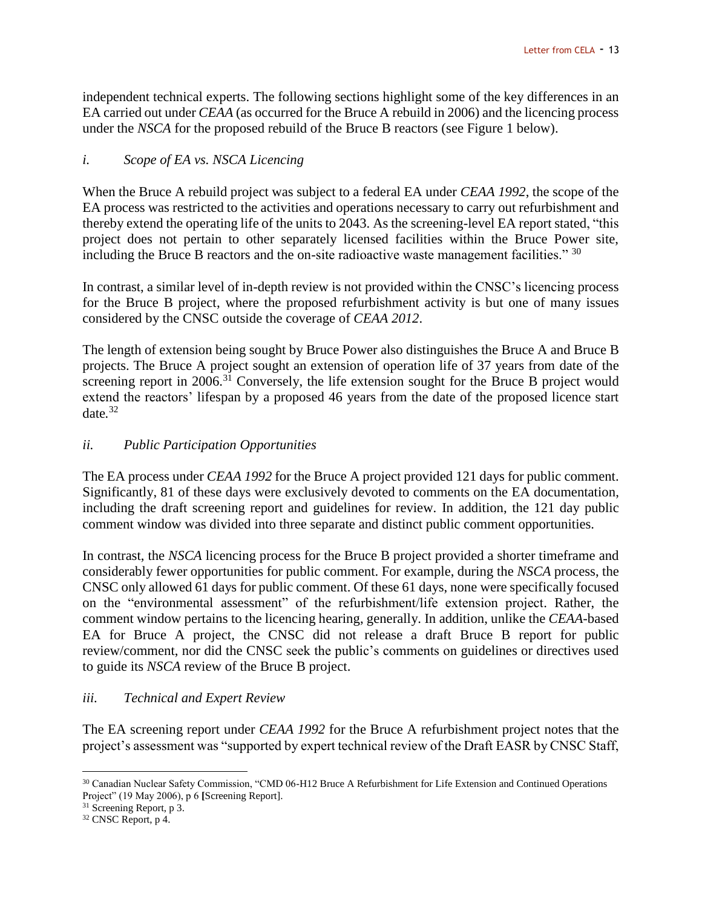independent technical experts. The following sections highlight some of the key differences in an EA carried out under *CEAA* (as occurred for the Bruce A rebuild in 2006) and the licencing process under the *NSCA* for the proposed rebuild of the Bruce B reactors (see Figure 1 below).

### *i. Scope of EA vs. NSCA Licencing*

When the Bruce A rebuild project was subject to a federal EA under *CEAA 1992*, the scope of the EA process was restricted to the activities and operations necessary to carry out refurbishment and thereby extend the operating life of the units to 2043. As the screening-level EA report stated, "this project does not pertain to other separately licensed facilities within the Bruce Power site, including the Bruce B reactors and the on-site radioactive waste management facilities." [30]

In contrast, a similar level of in-depth review is not provided within the CNSC's licencing process for the Bruce B project, where the proposed refurbishment activity is but one of many issues considered by the CNSC outside the coverage of *CEAA 2012*.

The length of extension being sought by Bruce Power also distinguishes the Bruce A and Bruce B projects. The Bruce A project sought an extension of operation life of 37 years from date of the screening report in 2006.[31] Conversely, the life extension sought for the Bruce B project would extend the reactors' lifespan by a proposed 46 years from the date of the proposed licence start date.[32]

### *ii. Public Participation Opportunities*

The EA process under *CEAA 1992* for the Bruce A project provided 121 days for public comment. Significantly, 81 of these days were exclusively devoted to comments on the EA documentation, including the draft screening report and guidelines for review. In addition, the 121 day public comment window was divided into three separate and distinct public comment opportunities.

In contrast, the *NSCA* licencing process for the Bruce B project provided a shorter timeframe and considerably fewer opportunities for public comment. For example, during the *NSCA* process, the CNSC only allowed 61 days for public comment. Of these 61 days, none were specifically focused on the "environmental assessment" of the refurbishment/life extension project. Rather, the comment window pertains to the licencing hearing, generally. In addition, unlike the *CEAA*-based EA for Bruce A project, the CNSC did not release a draft Bruce B report for public review/comment, nor did the CNSC seek the public's comments on guidelines or directives used to guide its *NSCA* review of the Bruce B project.

### *iii. Technical and Expert Review*

The EA screening report under *CEAA 1992* for the Bruce A refurbishment project notes that the project's assessment was "supported by expert technical review of the Draft EASR by CNSC Staff,

---

[30] Canadian Nuclear Safety Commission, "CMD 06-H12 Bruce A Refurbishment for Life Extension and Continued Operations Project" (19 May 2006), p 6 [Screening Report].

[31] Screening Report, p 3.

[32] CNSC Report, p 4.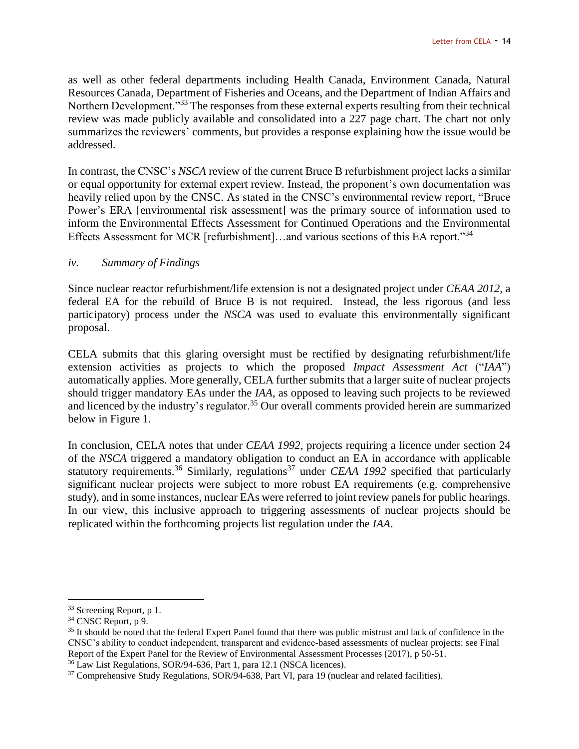as well as other federal departments including Health Canada, Environment Canada, Natural Resources Canada, Department of Fisheries and Oceans, and the Department of Indian Affairs and Northern Development."[33] The responses from these external experts resulting from their technical review was made publicly available and consolidated into a 227 page chart. The chart not only summarizes the reviewers' comments, but provides a response explaining how the issue would be addressed.

In contrast, the CNSC's *NSCA* review of the current Bruce B refurbishment project lacks a similar or equal opportunity for external expert review. Instead, the proponent's own documentation was heavily relied upon by the CNSC. As stated in the CNSC's environmental review report, "Bruce Power's ERA [environmental risk assessment] was the primary source of information used to inform the Environmental Effects Assessment for Continued Operations and the Environmental Effects Assessment for MCR [refurbishment]…and various sections of this EA report."[34]

*iv. Summary of Findings*

Since nuclear reactor refurbishment/life extension is not a designated project under *CEAA 2012*, a federal EA for the rebuild of Bruce B is not required. Instead, the less rigorous (and less participatory) process under the *NSCA* was used to evaluate this environmentally significant proposal.

CELA submits that this glaring oversight must be rectified by designating refurbishment/life extension activities as projects to which the proposed *Impact Assessment Act* ("*IAA*") automatically applies. More generally, CELA further submits that a larger suite of nuclear projects should trigger mandatory EAs under the *IAA*, as opposed to leaving such projects to be reviewed and licenced by the industry's regulator.[35] Our overall comments provided herein are summarized below in Figure 1.

In conclusion, CELA notes that under *CEAA 1992*, projects requiring a licence under section 24 of the *NSCA* triggered a mandatory obligation to conduct an EA in accordance with applicable statutory requirements.[36] Similarly, regulations[37] under *CEAA 1992* specified that particularly significant nuclear projects were subject to more robust EA requirements (e.g. comprehensive study), and in some instances, nuclear EAs were referred to joint review panels for public hearings. In our view, this inclusive approach to triggering assessments of nuclear projects should be replicated within the forthcoming projects list regulation under the *IAA*.

---

[33] Screening Report, p 1.

[34] CNSC Report, p 9.

[35] It should be noted that the federal Expert Panel found that there was public mistrust and lack of confidence in the CNSC's ability to conduct independent, transparent and evidence-based assessments of nuclear projects: see Final Report of the Expert Panel for the Review of Environmental Assessment Processes (2017), p 50-51.

[36] Law List Regulations, SOR/94-636, Part 1, para 12.1 (NSCA licences).

[37] Comprehensive Study Regulations, SOR/94-638, Part VI, para 19 (nuclear and related facilities).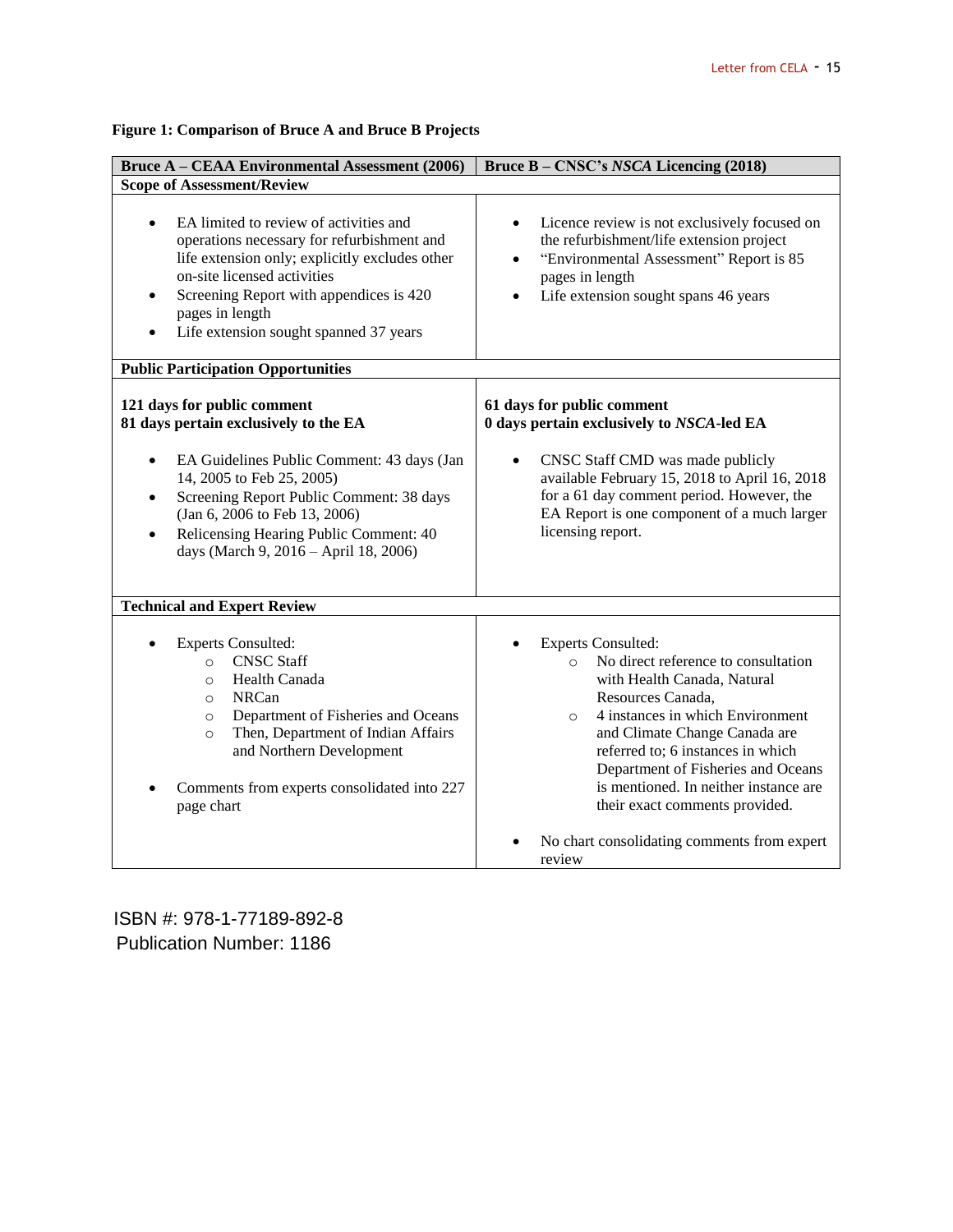**Figure 1: Comparison of Bruce A and Bruce B Projects**

| Bruce A – CEAA Environmental Assessment (2006) | Bruce B – CNSC's *NSCA* Licencing (2018) |
|---|---|
| **Scope of Assessment/Review** | |
| • EA limited to review of activities and operations necessary for refurbishment and life extension only; explicitly excludes other on-site licensed activities<br>• Screening Report with appendices is 420 pages in length<br>• Life extension sought spanned 37 years | • Licence review is not exclusively focused on the refurbishment/life extension project<br>• "Environmental Assessment" Report is 85 pages in length<br>• Life extension sought spans 46 years |
| **Public Participation Opportunities** | |
| **121 days for public comment**<br>**81 days pertain exclusively to the EA**<br>• EA Guidelines Public Comment: 43 days (Jan 14, 2005 to Feb 25, 2005)<br>• Screening Report Public Comment: 38 days (Jan 6, 2006 to Feb 13, 2006)<br>• Relicensing Hearing Public Comment: 40 days (March 9, 2016 – April 18, 2006) | **61 days for public comment**<br>**0 days pertain exclusively to *NSCA*-led EA**<br>• CNSC Staff CMD was made publicly available February 15, 2018 to April 16, 2018 for a 61 day comment period. However, the EA Report is one component of a much larger licensing report. |
| **Technical and Expert Review** | |
| • Experts Consulted:<br>  ○ CNSC Staff<br>  ○ Health Canada<br>  ○ NRCan<br>  ○ Department of Fisheries and Oceans<br>  ○ Then, Department of Indian Affairs and Northern Development<br>• Comments from experts consolidated into 227 page chart | • Experts Consulted:<br>  ○ No direct reference to consultation with Health Canada, Natural Resources Canada,<br>  ○ 4 instances in which Environment and Climate Change Canada are referred to; 6 instances in which Department of Fisheries and Oceans is mentioned. In neither instance are their exact comments provided.<br>• No chart consolidating comments from expert review |

ISBN #: 978-1-77189-892-8
Publication Number: 1186